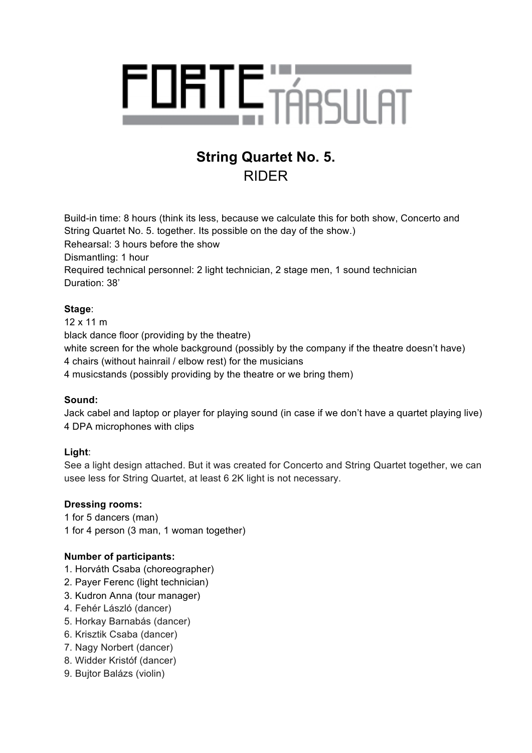FORTE TÁRSULAT

# String Quartet No. 5.
## RIDER

Build-in time: 8 hours (think its less, because we calculate this for both show, Concerto and String Quartet No. 5. together. Its possible on the day of the show.)
Rehearsal: 3 hours before the show
Dismantling: 1 hour
Required technical personnel: 2 light technician, 2 stage men, 1 sound technician
Duration: 38'

**Stage**:
12 x 11 m
black dance floor (providing by the theatre)
white screen for the whole background (possibly by the company if the theatre doesn't have)
4 chairs (without hainrail / elbow rest) for the musicians
4 musicstands (possibly providing by the theatre or we bring them)

**Sound:**
Jack cabel and laptop or player for playing sound (in case if we don't have a quartet playing live)
4 DPA microphones with clips

**Light**:
See a light design attached. But it was created for Concerto and String Quartet together, we can usee less for String Quartet, at least 6 2K light is not necessary.

**Dressing rooms:**
1 for 5 dancers (man)
1 for 4 person (3 man, 1 woman together)

**Number of participants:**
1. Horváth Csaba (choreographer)
2. Payer Ferenc (light technician)
3. Kudron Anna (tour manager)
4. Fehér László (dancer)
5. Horkay Barnabás (dancer)
6. Krisztik Csaba (dancer)
7. Nagy Norbert (dancer)
8. Widder Kristóf (dancer)
9. Bujtor Balázs (violin)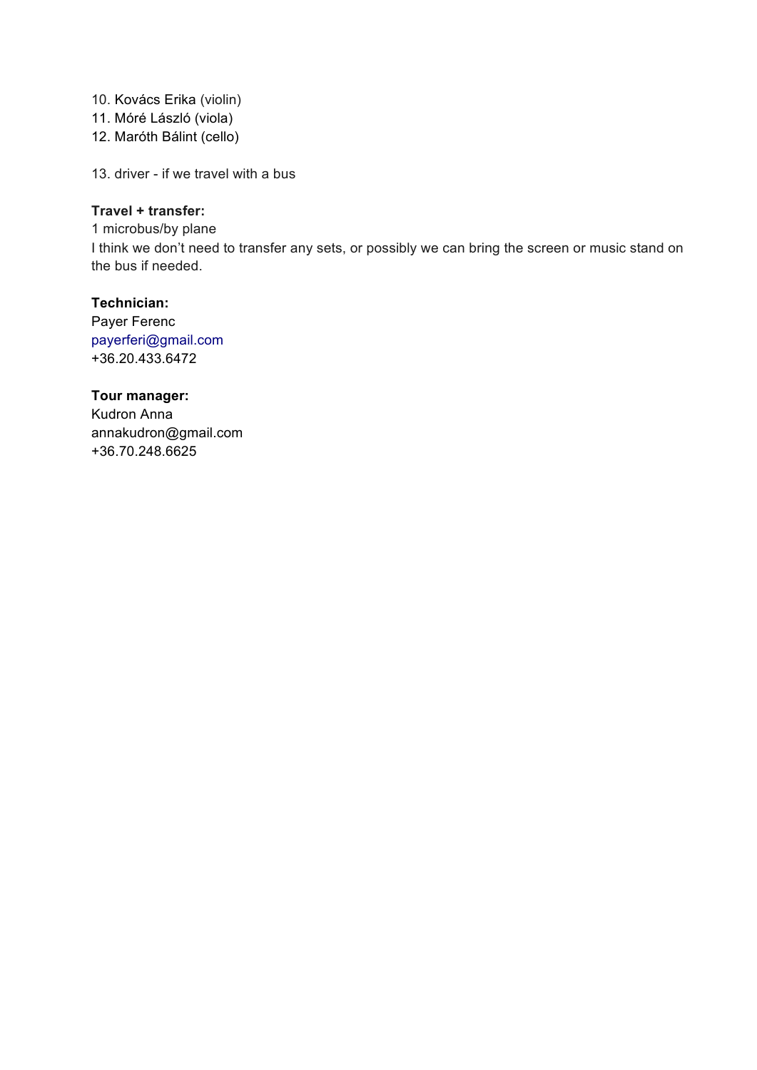10. Kovács Erika (violin)
11. Móré László (viola)
12. Maróth Bálint (cello)

13. driver - if we travel with a bus

**Travel + transfer:**
1 microbus/by plane
I think we don't need to transfer any sets, or possibly we can bring the screen or music stand on the bus if needed.

**Technician:**
Payer Ferenc
payerferi@gmail.com
+36.20.433.6472

**Tour manager:**
Kudron Anna
annakudron@gmail.com
+36.70.248.6625